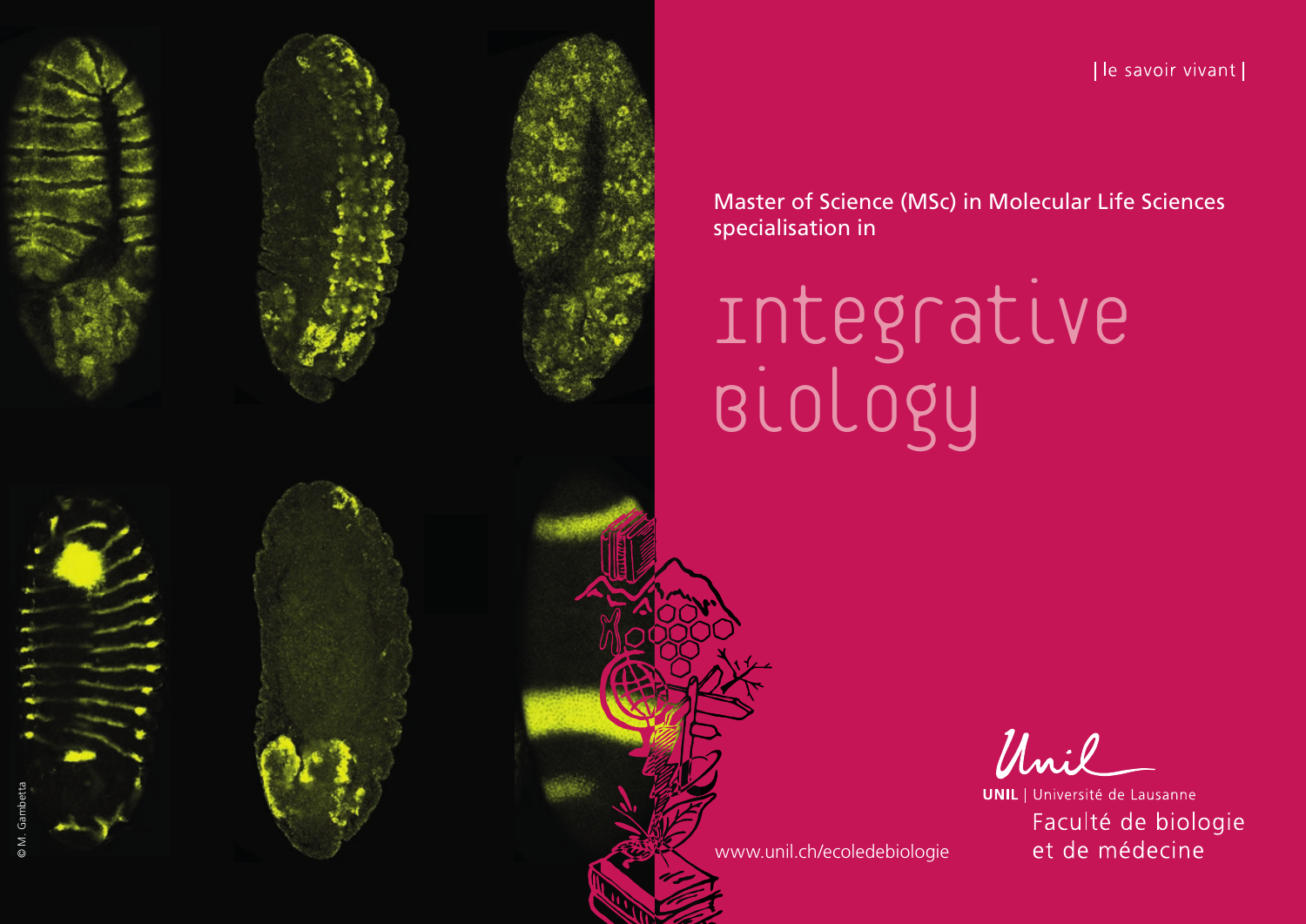| le savoir vivant |

Master of Science (MSc) in Molecular Life Sciences specialisation in

# Integrative Biology

© M. Gambetta

www.unil.ch/ecoledebiologie

UNIL | Université de Lausanne

Faculté de biologie et de médecine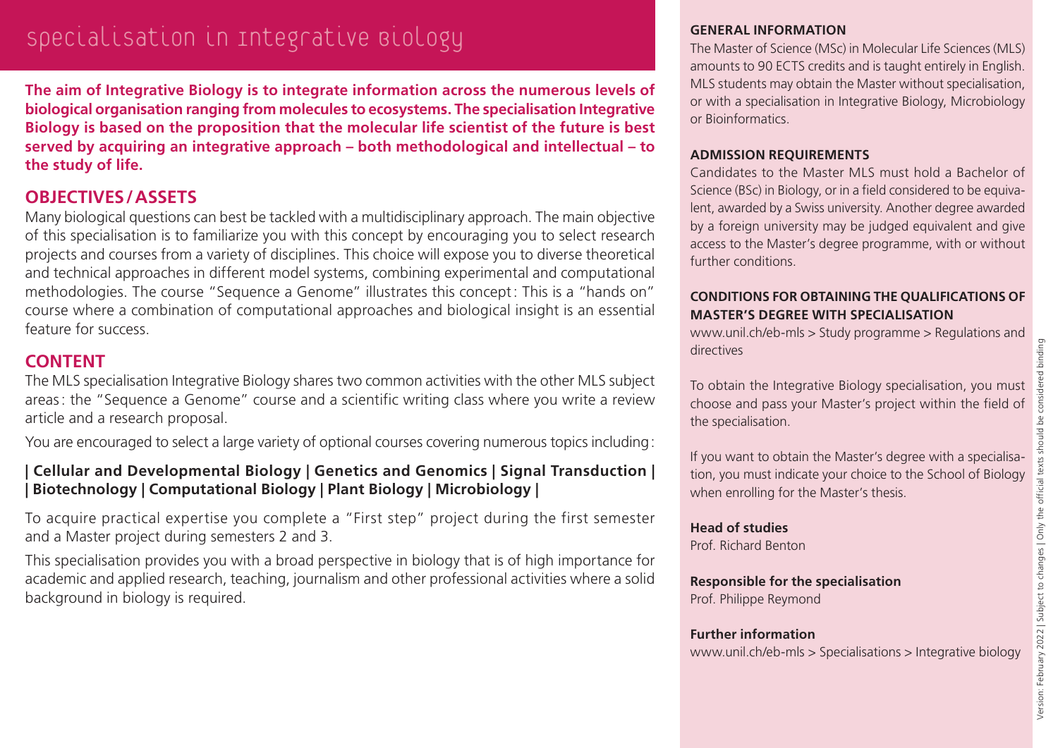# specialisation in Integrative Biology

**The aim of Integrative Biology is to integrate information across the numerous levels of biological organisation ranging from molecules to ecosystems. The specialisation Integrative Biology is based on the proposition that the molecular life scientist of the future is best served by acquiring an integrative approach – both methodological and intellectual – to the study of life.**

## OBJECTIVES / ASSETS

Many biological questions can best be tackled with a multidisciplinary approach. The main objective of this specialisation is to familiarize you with this concept by encouraging you to select research projects and courses from a variety of disciplines. This choice will expose you to diverse theoretical and technical approaches in different model systems, combining experimental and computational methodologies. The course "Sequence a Genome" illustrates this concept: This is a "hands on" course where a combination of computational approaches and biological insight is an essential feature for success.

## CONTENT

The MLS specialisation Integrative Biology shares two common activities with the other MLS subject areas: the "Sequence a Genome" course and a scientific writing class where you write a review article and a research proposal.

You are encouraged to select a large variety of optional courses covering numerous topics including:

**| Cellular and Developmental Biology | Genetics and Genomics | Signal Transduction |**
**| Biotechnology | Computational Biology | Plant Biology | Microbiology |**

To acquire practical expertise you complete a "First step" project during the first semester and a Master project during semesters 2 and 3.

This specialisation provides you with a broad perspective in biology that is of high importance for academic and applied research, teaching, journalism and other professional activities where a solid background in biology is required.

### GENERAL INFORMATION

The Master of Science (MSc) in Molecular Life Sciences (MLS) amounts to 90 ECTS credits and is taught entirely in English. MLS students may obtain the Master without specialisation, or with a specialisation in Integrative Biology, Microbiology or Bioinformatics.

### ADMISSION REQUIREMENTS

Candidates to the Master MLS must hold a Bachelor of Science (BSc) in Biology, or in a field considered to be equivalent, awarded by a Swiss university. Another degree awarded by a foreign university may be judged equivalent and give access to the Master's degree programme, with or without further conditions.

### CONDITIONS FOR OBTAINING THE QUALIFICATIONS OF MASTER'S DEGREE WITH SPECIALISATION

www.unil.ch/eb-mls > Study programme > Regulations and directives

To obtain the Integrative Biology specialisation, you must choose and pass your Master's project within the field of the specialisation.

If you want to obtain the Master's degree with a specialisation, you must indicate your choice to the School of Biology when enrolling for the Master's thesis.

**Head of studies**
Prof. Richard Benton

**Responsible for the specialisation**
Prof. Philippe Reymond

**Further information**
www.unil.ch/eb-mls > Specialisations > Integrative biology

Version: February 2022 | Subject to changes | Only the official texts should be considered binding